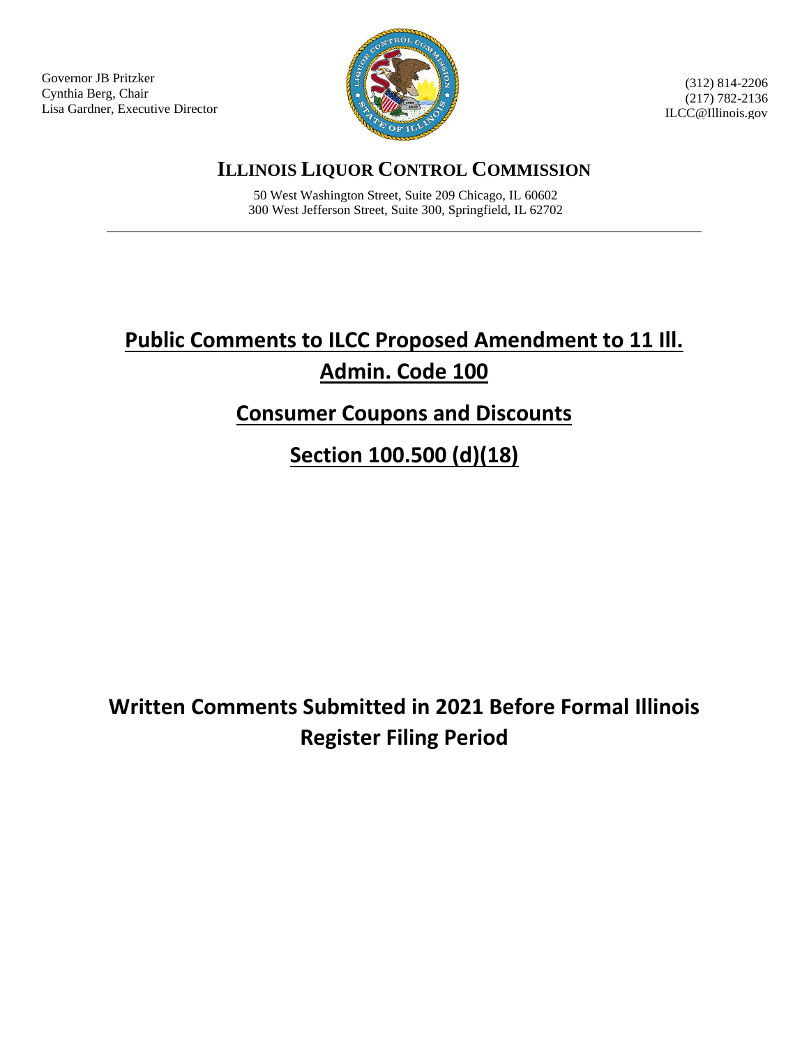Governor JB Pritzker
Cynthia Berg, Chair
Lisa Gardner, Executive Director

(312) 814-2206
(217) 782-2136
ILCC@Illinois.gov

# ILLINOIS LIQUOR CONTROL COMMISSION

50 West Washington Street, Suite 209 Chicago, IL 60602
300 West Jefferson Street, Suite 300, Springfield, IL 62702

---

# Public Comments to ILCC Proposed Amendment to 11 Ill. Admin. Code 100

## Consumer Coupons and Discounts

## Section 100.500 (d)(18)

## Written Comments Submitted in 2021 Before Formal Illinois Register Filing Period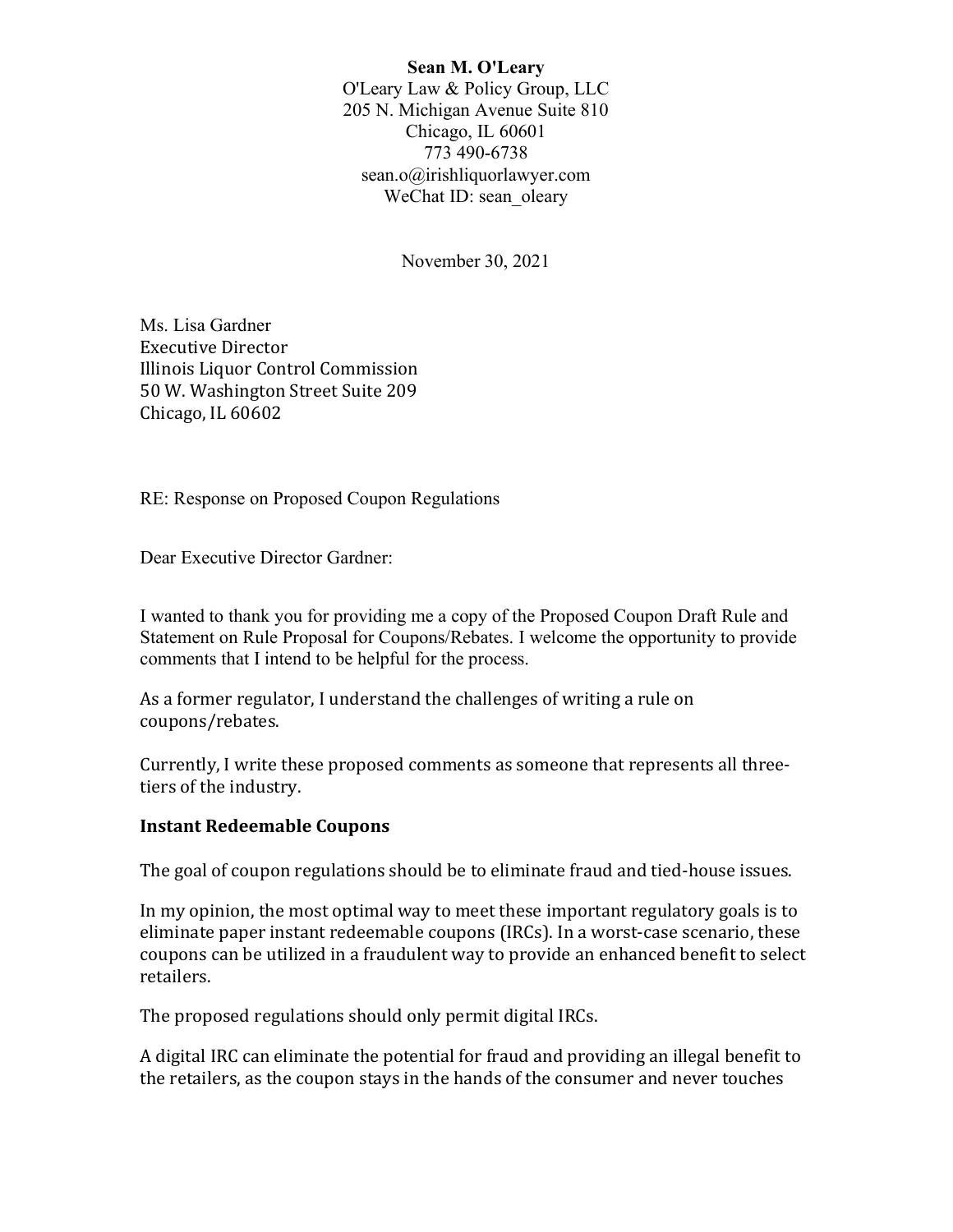**Sean M. O'Leary**
O'Leary Law & Policy Group, LLC
205 N. Michigan Avenue Suite 810
Chicago, IL 60601
773 490-6738
sean.o@irishliquorlawyer.com
WeChat ID: sean_oleary

November 30, 2021

Ms. Lisa Gardner
Executive Director
Illinois Liquor Control Commission
50 W. Washington Street Suite 209
Chicago, IL 60602

RE: Response on Proposed Coupon Regulations

Dear Executive Director Gardner:

I wanted to thank you for providing me a copy of the Proposed Coupon Draft Rule and Statement on Rule Proposal for Coupons/Rebates. I welcome the opportunity to provide comments that I intend to be helpful for the process.

As a former regulator, I understand the challenges of writing a rule on coupons/rebates.

Currently, I write these proposed comments as someone that represents all three-tiers of the industry.

**Instant Redeemable Coupons**

The goal of coupon regulations should be to eliminate fraud and tied-house issues.

In my opinion, the most optimal way to meet these important regulatory goals is to eliminate paper instant redeemable coupons (IRCs). In a worst-case scenario, these coupons can be utilized in a fraudulent way to provide an enhanced benefit to select retailers.

The proposed regulations should only permit digital IRCs.

A digital IRC can eliminate the potential for fraud and providing an illegal benefit to the retailers, as the coupon stays in the hands of the consumer and never touches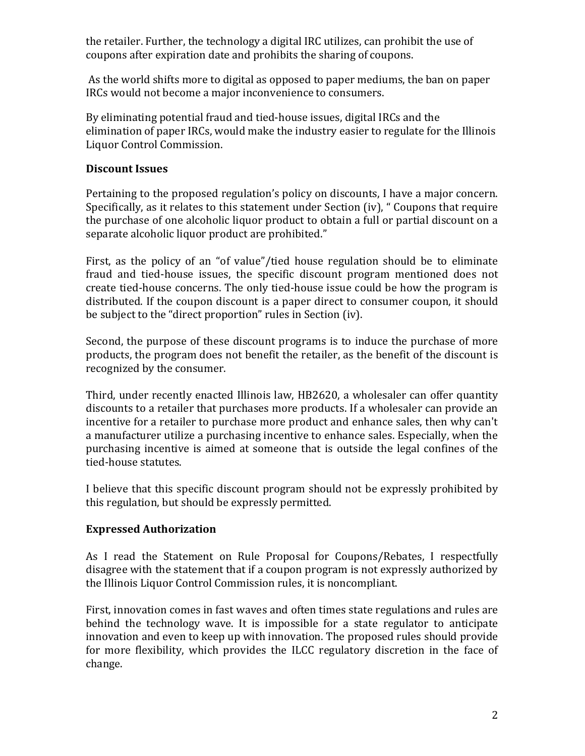the retailer. Further, the technology a digital IRC utilizes, can prohibit the use of coupons after expiration date and prohibits the sharing of coupons.

As the world shifts more to digital as opposed to paper mediums, the ban on paper IRCs would not become a major inconvenience to consumers.

By eliminating potential fraud and tied-house issues, digital IRCs and the elimination of paper IRCs, would make the industry easier to regulate for the Illinois Liquor Control Commission.

**Discount Issues**

Pertaining to the proposed regulation's policy on discounts, I have a major concern. Specifically, as it relates to this statement under Section (iv), " Coupons that require the purchase of one alcoholic liquor product to obtain a full or partial discount on a separate alcoholic liquor product are prohibited."

First, as the policy of an "of value"/tied house regulation should be to eliminate fraud and tied-house issues, the specific discount program mentioned does not create tied-house concerns. The only tied-house issue could be how the program is distributed. If the coupon discount is a paper direct to consumer coupon, it should be subject to the "direct proportion" rules in Section (iv).

Second, the purpose of these discount programs is to induce the purchase of more products, the program does not benefit the retailer, as the benefit of the discount is recognized by the consumer.

Third, under recently enacted Illinois law, HB2620, a wholesaler can offer quantity discounts to a retailer that purchases more products. If a wholesaler can provide an incentive for a retailer to purchase more product and enhance sales, then why can't a manufacturer utilize a purchasing incentive to enhance sales. Especially, when the purchasing incentive is aimed at someone that is outside the legal confines of the tied-house statutes.

I believe that this specific discount program should not be expressly prohibited by this regulation, but should be expressly permitted.

**Expressed Authorization**

As I read the Statement on Rule Proposal for Coupons/Rebates, I respectfully disagree with the statement that if a coupon program is not expressly authorized by the Illinois Liquor Control Commission rules, it is noncompliant.

First, innovation comes in fast waves and often times state regulations and rules are behind the technology wave. It is impossible for a state regulator to anticipate innovation and even to keep up with innovation. The proposed rules should provide for more flexibility, which provides the ILCC regulatory discretion in the face of change.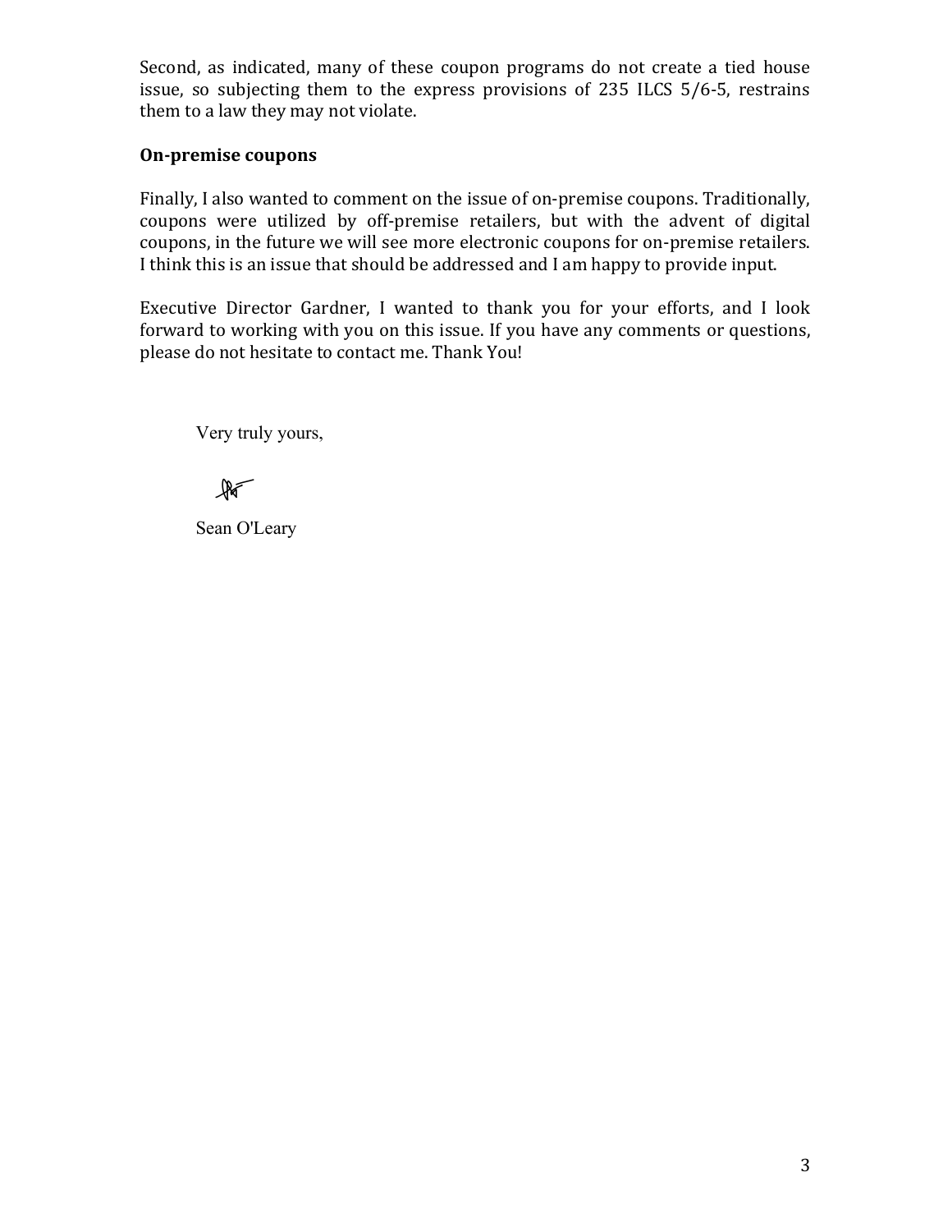Second, as indicated, many of these coupon programs do not create a tied house issue, so subjecting them to the express provisions of 235 ILCS 5/6-5, restrains them to a law they may not violate.

**On-premise coupons**

Finally, I also wanted to comment on the issue of on-premise coupons. Traditionally, coupons were utilized by off-premise retailers, but with the advent of digital coupons, in the future we will see more electronic coupons for on-premise retailers. I think this is an issue that should be addressed and I am happy to provide input.

Executive Director Gardner, I wanted to thank you for your efforts, and I look forward to working with you on this issue. If you have any comments or questions, please do not hesitate to contact me. Thank You!

Very truly yours,

Sean O'Leary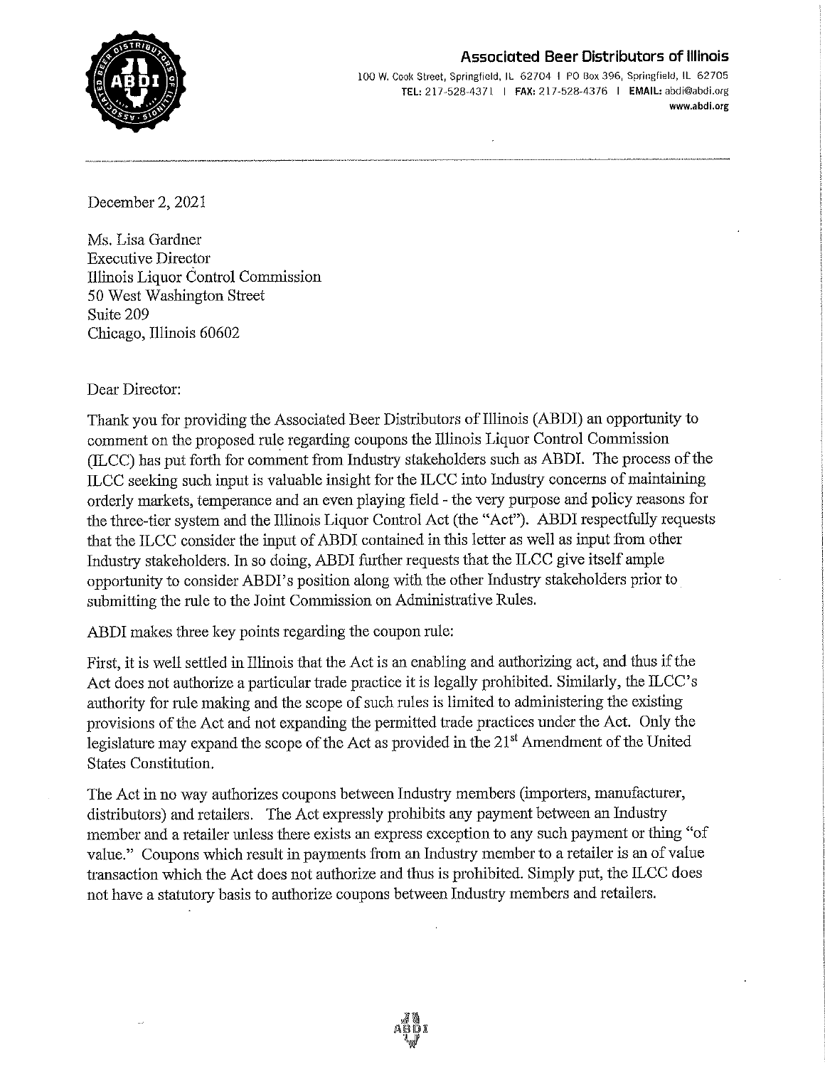**Associated Beer Distributors of Illinois**

100 W. Cook Street, Springfield, IL 62704 | PO Box 396, Springfield, IL 62705
TEL: 217-528-4371 | FAX: 217-528-4376 | EMAIL: abdi@abdi.org
www.abdi.org

---

December 2, 2021

Ms. Lisa Gardner
Executive Director
Illinois Liquor Control Commission
50 West Washington Street
Suite 209
Chicago, Illinois 60602

Dear Director:

Thank you for providing the Associated Beer Distributors of Illinois (ABDI) an opportunity to comment on the proposed rule regarding coupons the Illinois Liquor Control Commission (ILCC) has put forth for comment from Industry stakeholders such as ABDI. The process of the ILCC seeking such input is valuable insight for the ILCC into Industry concerns of maintaining orderly markets, temperance and an even playing field - the very purpose and policy reasons for the three-tier system and the Illinois Liquor Control Act (the "Act"). ABDI respectfully requests that the ILCC consider the input of ABDI contained in this letter as well as input from other Industry stakeholders. In so doing, ABDI further requests that the ILCC give itself ample opportunity to consider ABDI's position along with the other Industry stakeholders prior to submitting the rule to the Joint Commission on Administrative Rules.

ABDI makes three key points regarding the coupon rule:

First, it is well settled in Illinois that the Act is an enabling and authorizing act, and thus if the Act does not authorize a particular trade practice it is legally prohibited. Similarly, the ILCC's authority for rule making and the scope of such rules is limited to administering the existing provisions of the Act and not expanding the permitted trade practices under the Act. Only the legislature may expand the scope of the Act as provided in the 21st Amendment of the United States Constitution.

The Act in no way authorizes coupons between Industry members (importers, manufacturer, distributors) and retailers. The Act expressly prohibits any payment between an Industry member and a retailer unless there exists an express exception to any such payment or thing "of value." Coupons which result in payments from an Industry member to a retailer is an of value transaction which the Act does not authorize and thus is prohibited. Simply put, the ILCC does not have a statutory basis to authorize coupons between Industry members and retailers.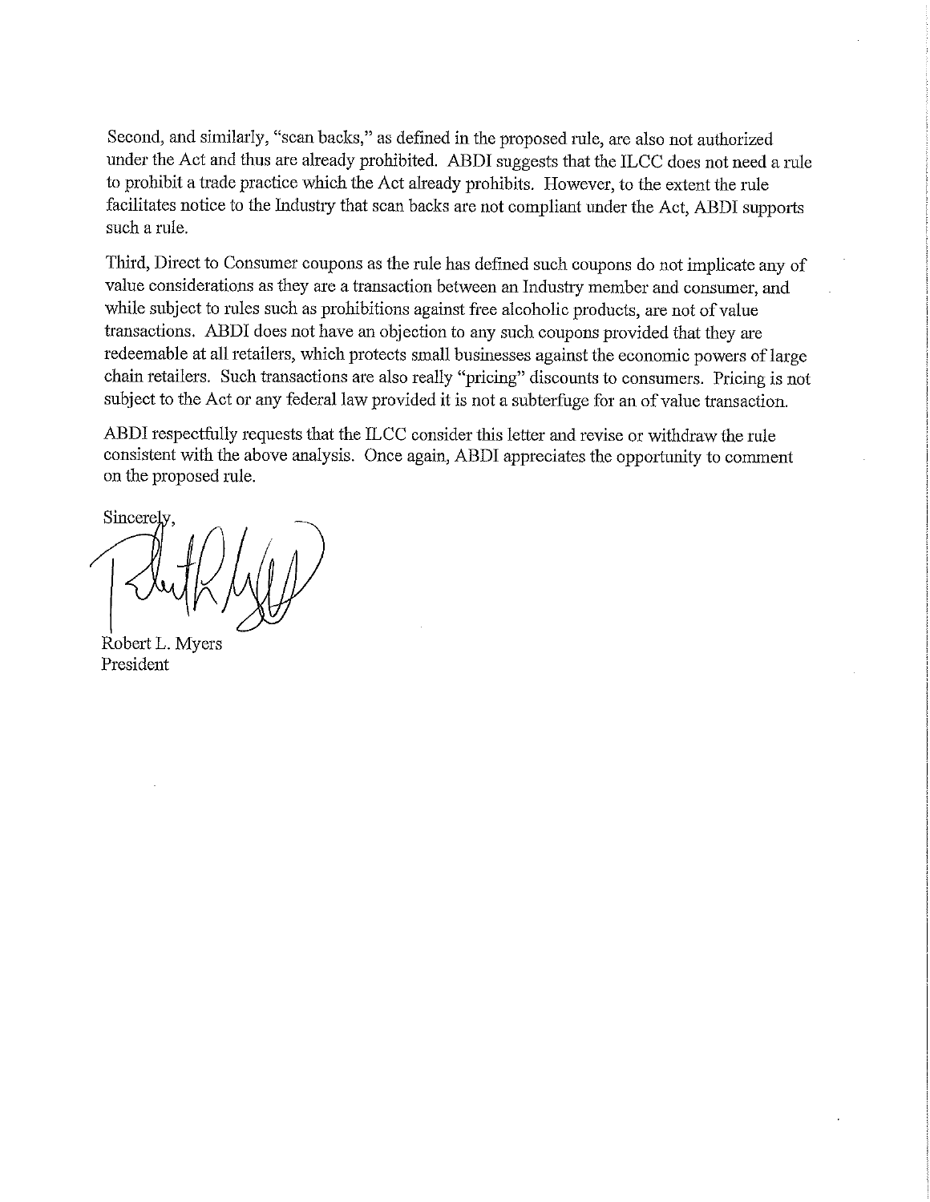Second, and similarly, "scan backs," as defined in the proposed rule, are also not authorized under the Act and thus are already prohibited. ABDI suggests that the ILCC does not need a rule to prohibit a trade practice which the Act already prohibits. However, to the extent the rule facilitates notice to the Industry that scan backs are not compliant under the Act, ABDI supports such a rule.

Third, Direct to Consumer coupons as the rule has defined such coupons do not implicate any of value considerations as they are a transaction between an Industry member and consumer, and while subject to rules such as prohibitions against free alcoholic products, are not of value transactions. ABDI does not have an objection to any such coupons provided that they are redeemable at all retailers, which protects small businesses against the economic powers of large chain retailers. Such transactions are also really "pricing" discounts to consumers. Pricing is not subject to the Act or any federal law provided it is not a subterfuge for an of value transaction.

ABDI respectfully requests that the ILCC consider this letter and revise or withdraw the rule consistent with the above analysis. Once again, ABDI appreciates the opportunity to comment on the proposed rule.

Sincerely,

Robert L. Myers
President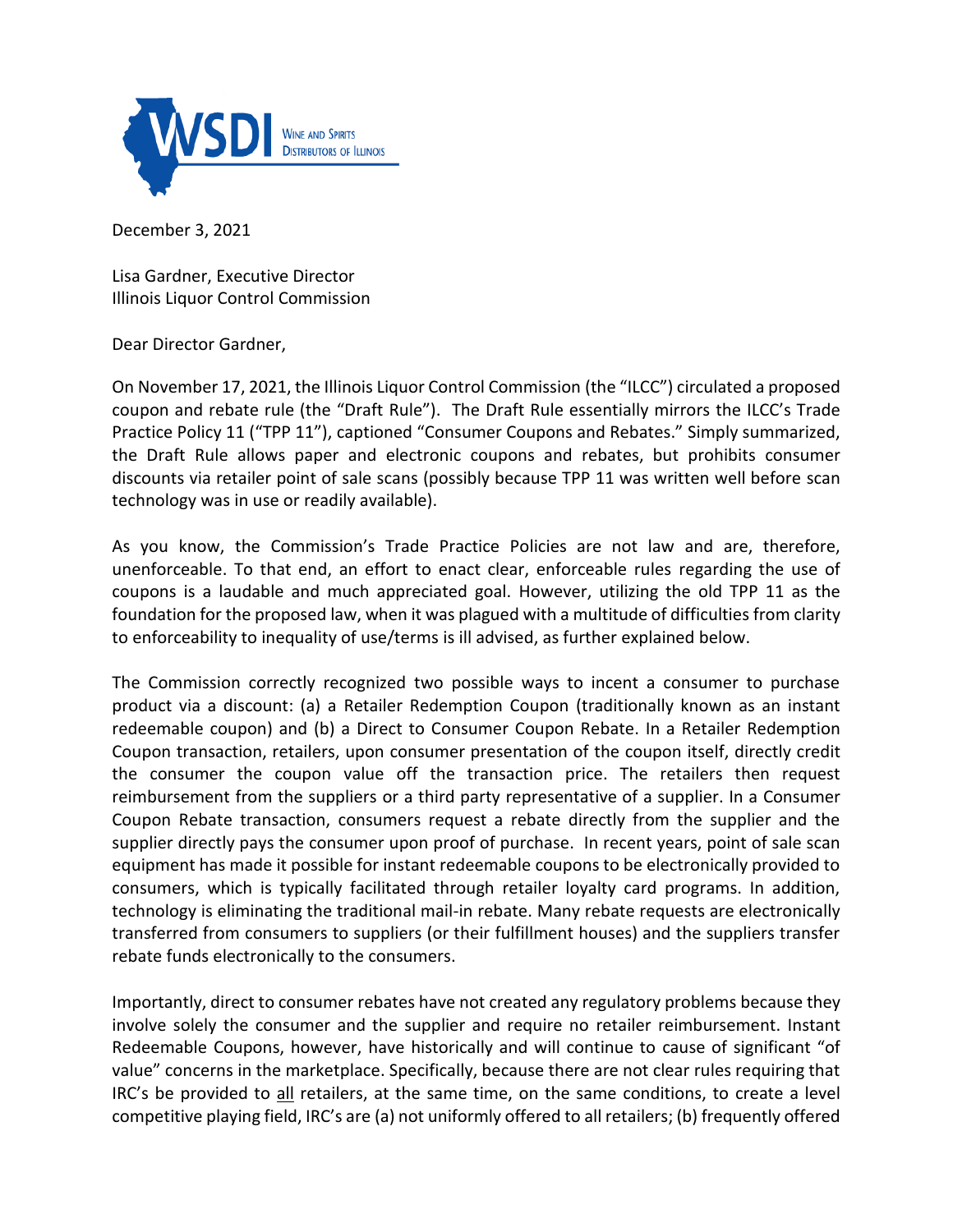WSDI Wine and Spirits Distributors of Illinois

December 3, 2021

Lisa Gardner, Executive Director
Illinois Liquor Control Commission

Dear Director Gardner,

On November 17, 2021, the Illinois Liquor Control Commission (the "ILCC") circulated a proposed coupon and rebate rule (the "Draft Rule"). The Draft Rule essentially mirrors the ILCC's Trade Practice Policy 11 ("TPP 11"), captioned "Consumer Coupons and Rebates." Simply summarized, the Draft Rule allows paper and electronic coupons and rebates, but prohibits consumer discounts via retailer point of sale scans (possibly because TPP 11 was written well before scan technology was in use or readily available).

As you know, the Commission's Trade Practice Policies are not law and are, therefore, unenforceable. To that end, an effort to enact clear, enforceable rules regarding the use of coupons is a laudable and much appreciated goal. However, utilizing the old TPP 11 as the foundation for the proposed law, when it was plagued with a multitude of difficulties from clarity to enforceability to inequality of use/terms is ill advised, as further explained below.

The Commission correctly recognized two possible ways to incent a consumer to purchase product via a discount: (a) a Retailer Redemption Coupon (traditionally known as an instant redeemable coupon) and (b) a Direct to Consumer Coupon Rebate. In a Retailer Redemption Coupon transaction, retailers, upon consumer presentation of the coupon itself, directly credit the consumer the coupon value off the transaction price. The retailers then request reimbursement from the suppliers or a third party representative of a supplier. In a Consumer Coupon Rebate transaction, consumers request a rebate directly from the supplier and the supplier directly pays the consumer upon proof of purchase. In recent years, point of sale scan equipment has made it possible for instant redeemable coupons to be electronically provided to consumers, which is typically facilitated through retailer loyalty card programs. In addition, technology is eliminating the traditional mail-in rebate. Many rebate requests are electronically transferred from consumers to suppliers (or their fulfillment houses) and the suppliers transfer rebate funds electronically to the consumers.

Importantly, direct to consumer rebates have not created any regulatory problems because they involve solely the consumer and the supplier and require no retailer reimbursement. Instant Redeemable Coupons, however, have historically and will continue to cause of significant "of value" concerns in the marketplace. Specifically, because there are not clear rules requiring that IRC's be provided to <u>all</u> retailers, at the same time, on the same conditions, to create a level competitive playing field, IRC's are (a) not uniformly offered to all retailers; (b) frequently offered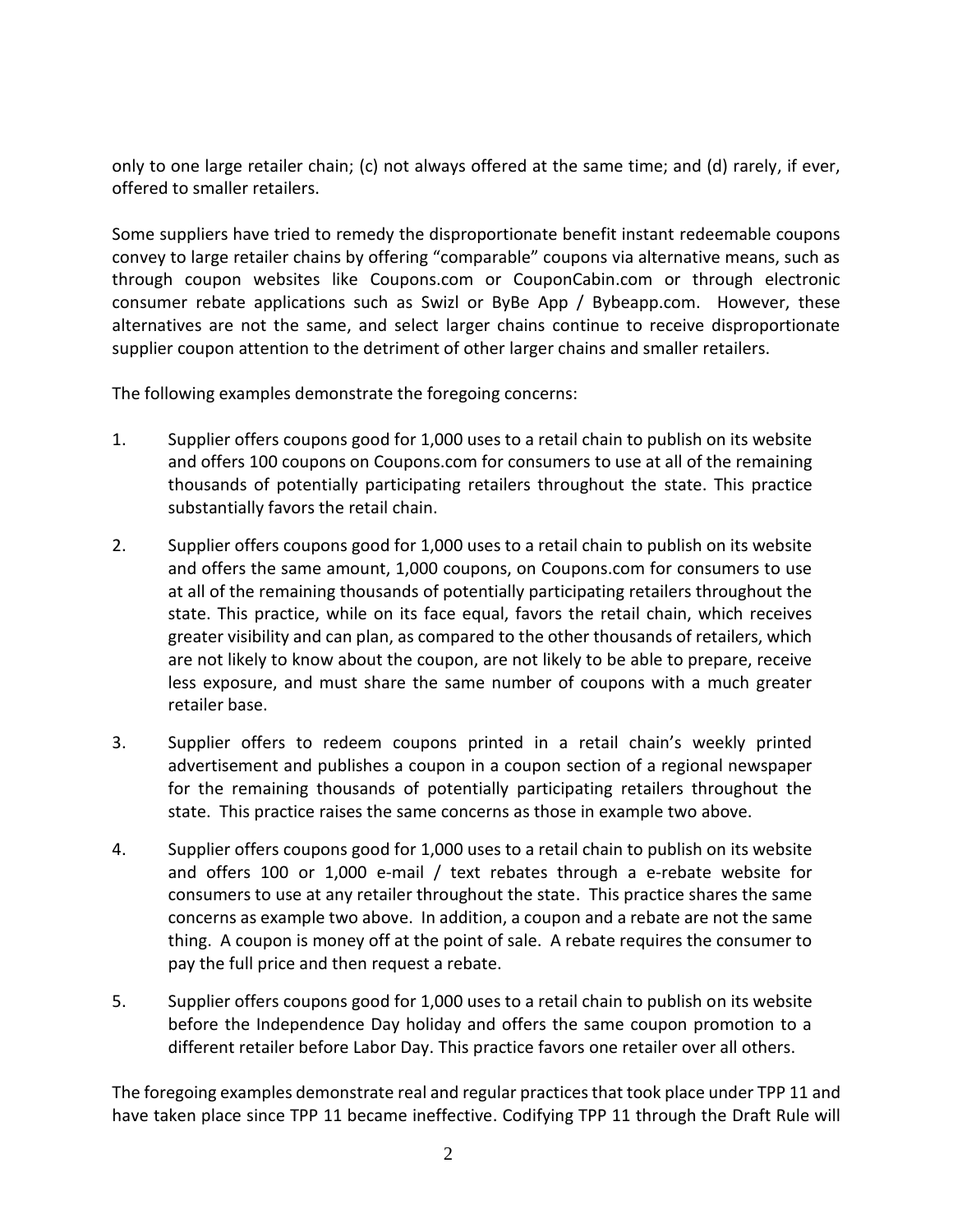only to one large retailer chain; (c) not always offered at the same time; and (d) rarely, if ever, offered to smaller retailers.

Some suppliers have tried to remedy the disproportionate benefit instant redeemable coupons convey to large retailer chains by offering "comparable" coupons via alternative means, such as through coupon websites like Coupons.com or CouponCabin.com or through electronic consumer rebate applications such as Swizl or ByBe App / Bybeapp.com. However, these alternatives are not the same, and select larger chains continue to receive disproportionate supplier coupon attention to the detriment of other larger chains and smaller retailers.

The following examples demonstrate the foregoing concerns:

1. Supplier offers coupons good for 1,000 uses to a retail chain to publish on its website and offers 100 coupons on Coupons.com for consumers to use at all of the remaining thousands of potentially participating retailers throughout the state. This practice substantially favors the retail chain.

2. Supplier offers coupons good for 1,000 uses to a retail chain to publish on its website and offers the same amount, 1,000 coupons, on Coupons.com for consumers to use at all of the remaining thousands of potentially participating retailers throughout the state. This practice, while on its face equal, favors the retail chain, which receives greater visibility and can plan, as compared to the other thousands of retailers, which are not likely to know about the coupon, are not likely to be able to prepare, receive less exposure, and must share the same number of coupons with a much greater retailer base.

3. Supplier offers to redeem coupons printed in a retail chain's weekly printed advertisement and publishes a coupon in a coupon section of a regional newspaper for the remaining thousands of potentially participating retailers throughout the state. This practice raises the same concerns as those in example two above.

4. Supplier offers coupons good for 1,000 uses to a retail chain to publish on its website and offers 100 or 1,000 e-mail / text rebates through a e-rebate website for consumers to use at any retailer throughout the state. This practice shares the same concerns as example two above. In addition, a coupon and a rebate are not the same thing. A coupon is money off at the point of sale. A rebate requires the consumer to pay the full price and then request a rebate.

5. Supplier offers coupons good for 1,000 uses to a retail chain to publish on its website before the Independence Day holiday and offers the same coupon promotion to a different retailer before Labor Day. This practice favors one retailer over all others.

The foregoing examples demonstrate real and regular practices that took place under TPP 11 and have taken place since TPP 11 became ineffective. Codifying TPP 11 through the Draft Rule will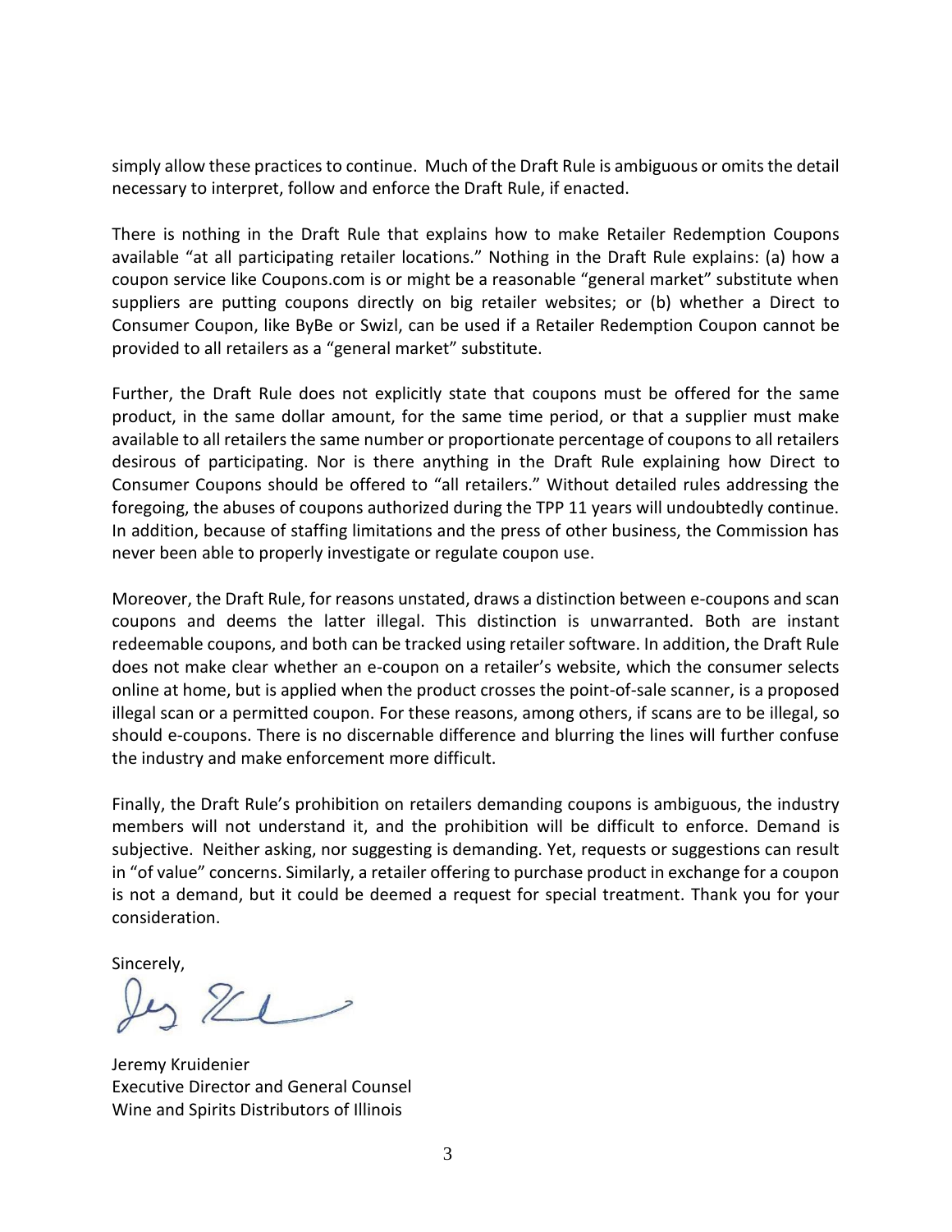simply allow these practices to continue. Much of the Draft Rule is ambiguous or omits the detail necessary to interpret, follow and enforce the Draft Rule, if enacted.

There is nothing in the Draft Rule that explains how to make Retailer Redemption Coupons available "at all participating retailer locations." Nothing in the Draft Rule explains: (a) how a coupon service like Coupons.com is or might be a reasonable "general market" substitute when suppliers are putting coupons directly on big retailer websites; or (b) whether a Direct to Consumer Coupon, like ByBe or Swizl, can be used if a Retailer Redemption Coupon cannot be provided to all retailers as a "general market" substitute.

Further, the Draft Rule does not explicitly state that coupons must be offered for the same product, in the same dollar amount, for the same time period, or that a supplier must make available to all retailers the same number or proportionate percentage of coupons to all retailers desirous of participating. Nor is there anything in the Draft Rule explaining how Direct to Consumer Coupons should be offered to "all retailers." Without detailed rules addressing the foregoing, the abuses of coupons authorized during the TPP 11 years will undoubtedly continue. In addition, because of staffing limitations and the press of other business, the Commission has never been able to properly investigate or regulate coupon use.

Moreover, the Draft Rule, for reasons unstated, draws a distinction between e-coupons and scan coupons and deems the latter illegal. This distinction is unwarranted. Both are instant redeemable coupons, and both can be tracked using retailer software. In addition, the Draft Rule does not make clear whether an e-coupon on a retailer's website, which the consumer selects online at home, but is applied when the product crosses the point-of-sale scanner, is a proposed illegal scan or a permitted coupon. For these reasons, among others, if scans are to be illegal, so should e-coupons. There is no discernable difference and blurring the lines will further confuse the industry and make enforcement more difficult.

Finally, the Draft Rule's prohibition on retailers demanding coupons is ambiguous, the industry members will not understand it, and the prohibition will be difficult to enforce. Demand is subjective. Neither asking, nor suggesting is demanding. Yet, requests or suggestions can result in "of value" concerns. Similarly, a retailer offering to purchase product in exchange for a coupon is not a demand, but it could be deemed a request for special treatment. Thank you for your consideration.

Sincerely,

Jeremy Kruidenier
Executive Director and General Counsel
Wine and Spirits Distributors of Illinois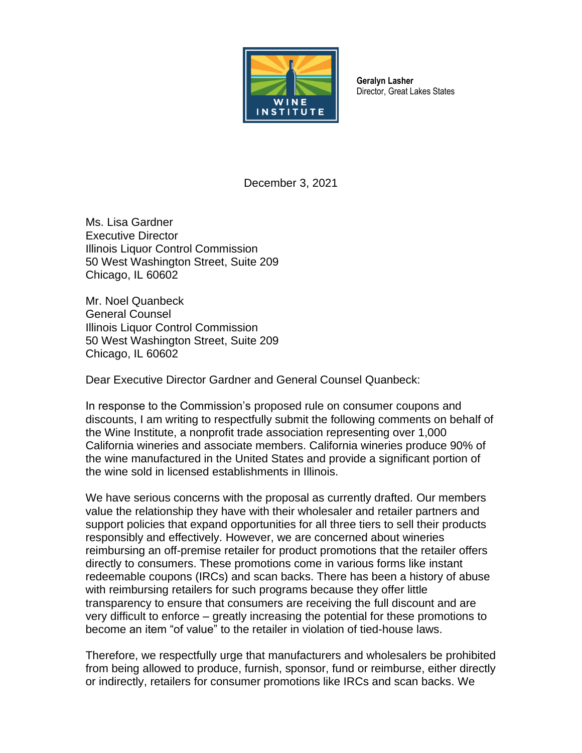**Geralyn Lasher**
Director, Great Lakes States

December 3, 2021

Ms. Lisa Gardner
Executive Director
Illinois Liquor Control Commission
50 West Washington Street, Suite 209
Chicago, IL 60602

Mr. Noel Quanbeck
General Counsel
Illinois Liquor Control Commission
50 West Washington Street, Suite 209
Chicago, IL 60602

Dear Executive Director Gardner and General Counsel Quanbeck:

In response to the Commission's proposed rule on consumer coupons and discounts, I am writing to respectfully submit the following comments on behalf of the Wine Institute, a nonprofit trade association representing over 1,000 California wineries and associate members. California wineries produce 90% of the wine manufactured in the United States and provide a significant portion of the wine sold in licensed establishments in Illinois.

We have serious concerns with the proposal as currently drafted. Our members value the relationship they have with their wholesaler and retailer partners and support policies that expand opportunities for all three tiers to sell their products responsibly and effectively. However, we are concerned about wineries reimbursing an off-premise retailer for product promotions that the retailer offers directly to consumers. These promotions come in various forms like instant redeemable coupons (IRCs) and scan backs. There has been a history of abuse with reimbursing retailers for such programs because they offer little transparency to ensure that consumers are receiving the full discount and are very difficult to enforce – greatly increasing the potential for these promotions to become an item "of value" to the retailer in violation of tied-house laws.

Therefore, we respectfully urge that manufacturers and wholesalers be prohibited from being allowed to produce, furnish, sponsor, fund or reimburse, either directly or indirectly, retailers for consumer promotions like IRCs and scan backs. We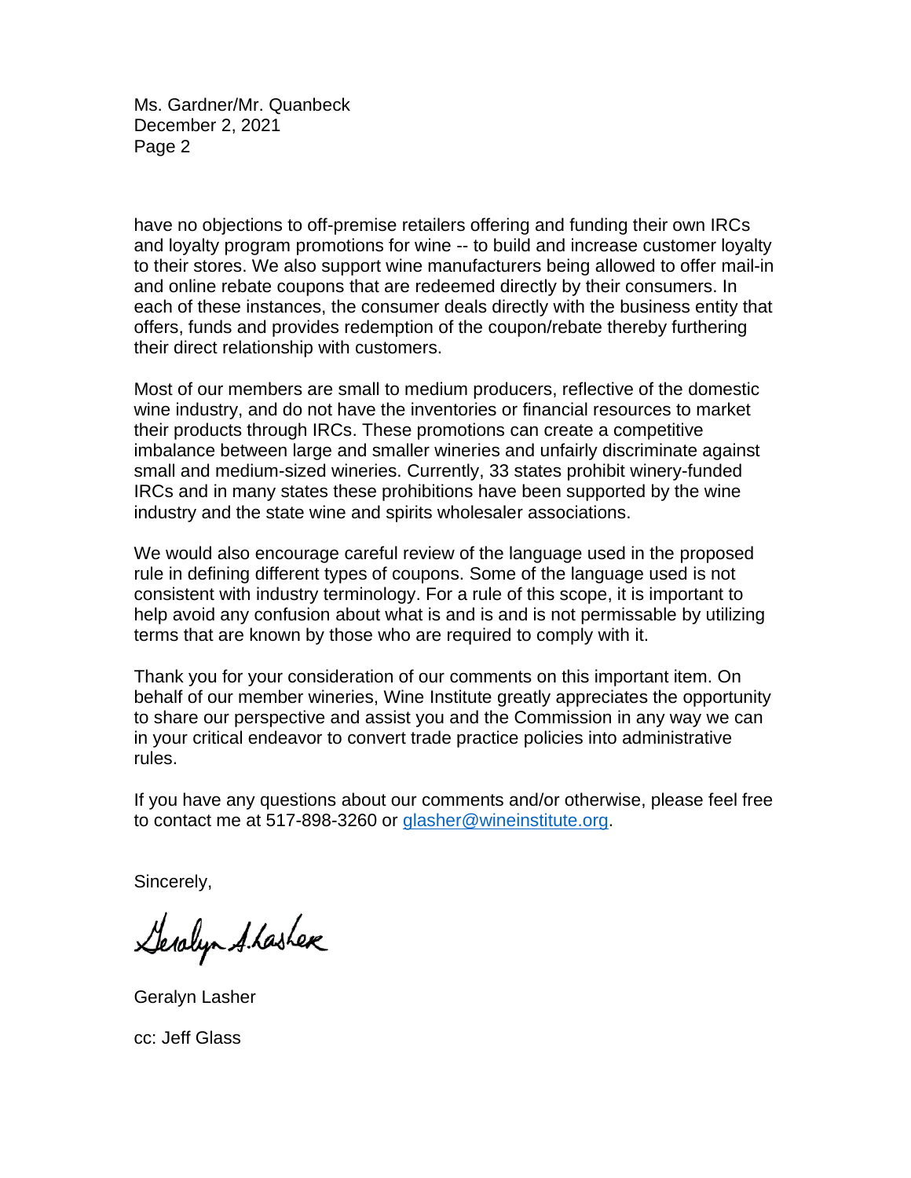Ms. Gardner/Mr. Quanbeck
December 2, 2021
Page 2

have no objections to off-premise retailers offering and funding their own IRCs and loyalty program promotions for wine -- to build and increase customer loyalty to their stores. We also support wine manufacturers being allowed to offer mail-in and online rebate coupons that are redeemed directly by their consumers. In each of these instances, the consumer deals directly with the business entity that offers, funds and provides redemption of the coupon/rebate thereby furthering their direct relationship with customers.

Most of our members are small to medium producers, reflective of the domestic wine industry, and do not have the inventories or financial resources to market their products through IRCs. These promotions can create a competitive imbalance between large and smaller wineries and unfairly discriminate against small and medium-sized wineries. Currently, 33 states prohibit winery-funded IRCs and in many states these prohibitions have been supported by the wine industry and the state wine and spirits wholesaler associations.

We would also encourage careful review of the language used in the proposed rule in defining different types of coupons. Some of the language used is not consistent with industry terminology. For a rule of this scope, it is important to help avoid any confusion about what is and is and is not permissable by utilizing terms that are known by those who are required to comply with it.

Thank you for your consideration of our comments on this important item. On behalf of our member wineries, Wine Institute greatly appreciates the opportunity to share our perspective and assist you and the Commission in any way we can in your critical endeavor to convert trade practice policies into administrative rules.

If you have any questions about our comments and/or otherwise, please feel free to contact me at 517-898-3260 or glasher@wineinstitute.org.

Sincerely,

Geralyn S. Lasher

Geralyn Lasher

cc: Jeff Glass